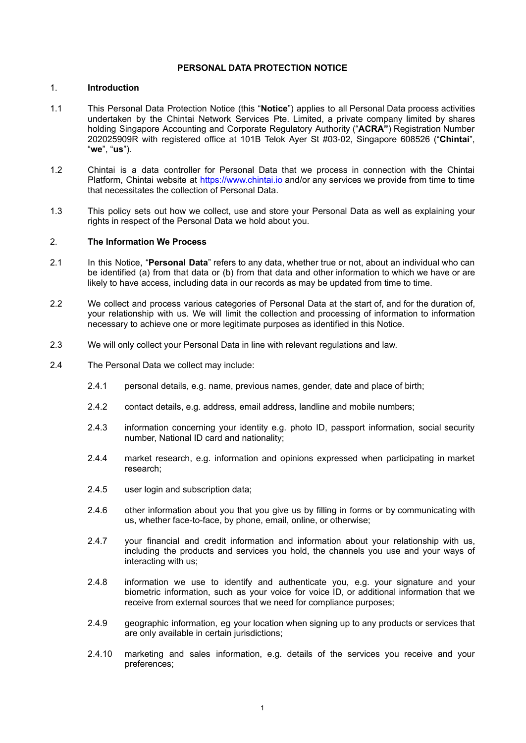# PERSONAL DATA PROTECTION NOTICE

## 1. Introduction

1.1 This Personal Data Protection Notice (this "**Notice**") applies to all Personal Data process activities undertaken by the Chintai Network Services Pte. Limited, a private company limited by shares holding Singapore Accounting and Corporate Regulatory Authority ("**ACRA"**) Registration Number 202025909R with registered office at 101B Telok Ayer St #03-02, Singapore 608526 ("**Chintai**", "**we**", "**us**").

1.2 Chintai is a data controller for Personal Data that we process in connection with the Chintai Platform, Chintai website at https://www.chintai.io and/or any services we provide from time to time that necessitates the collection of Personal Data.

1.3 This policy sets out how we collect, use and store your Personal Data as well as explaining your rights in respect of the Personal Data we hold about you.

## 2. The Information We Process

2.1 In this Notice, "**Personal Data**" refers to any data, whether true or not, about an individual who can be identified (a) from that data or (b) from that data and other information to which we have or are likely to have access, including data in our records as may be updated from time to time.

2.2 We collect and process various categories of Personal Data at the start of, and for the duration of, your relationship with us. We will limit the collection and processing of information to information necessary to achieve one or more legitimate purposes as identified in this Notice.

2.3 We will only collect your Personal Data in line with relevant regulations and law.

2.4 The Personal Data we collect may include:

2.4.1 personal details, e.g. name, previous names, gender, date and place of birth;

2.4.2 contact details, e.g. address, email address, landline and mobile numbers;

2.4.3 information concerning your identity e.g. photo ID, passport information, social security number, National ID card and nationality;

2.4.4 market research, e.g. information and opinions expressed when participating in market research;

2.4.5 user login and subscription data;

2.4.6 other information about you that you give us by filling in forms or by communicating with us, whether face-to-face, by phone, email, online, or otherwise;

2.4.7 your financial and credit information and information about your relationship with us, including the products and services you hold, the channels you use and your ways of interacting with us;

2.4.8 information we use to identify and authenticate you, e.g. your signature and your biometric information, such as your voice for voice ID, or additional information that we receive from external sources that we need for compliance purposes;

2.4.9 geographic information, eg your location when signing up to any products or services that are only available in certain jurisdictions;

2.4.10 marketing and sales information, e.g. details of the services you receive and your preferences;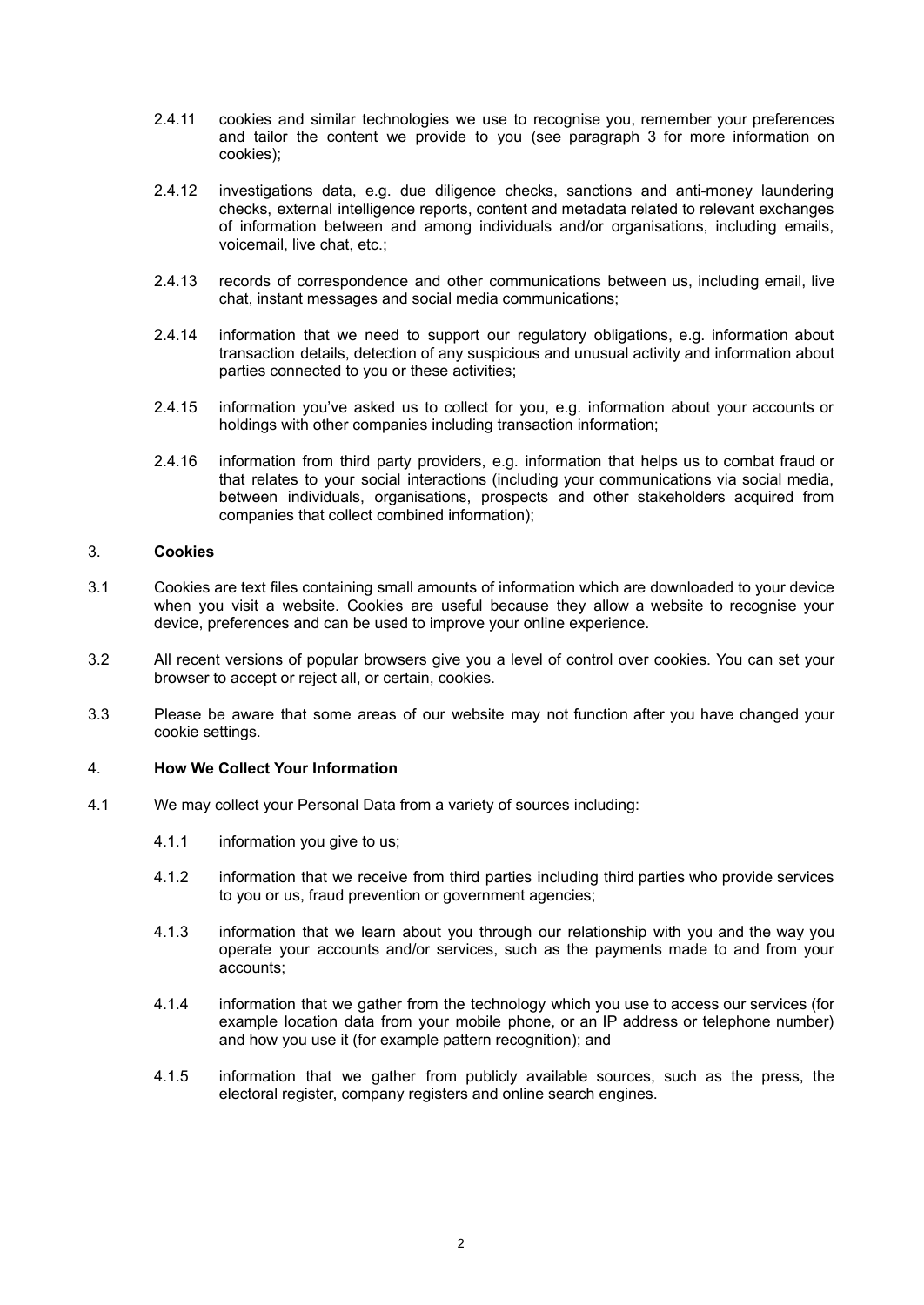2.4.11 cookies and similar technologies we use to recognise you, remember your preferences and tailor the content we provide to you (see paragraph 3 for more information on cookies);

2.4.12 investigations data, e.g. due diligence checks, sanctions and anti-money laundering checks, external intelligence reports, content and metadata related to relevant exchanges of information between and among individuals and/or organisations, including emails, voicemail, live chat, etc.;

2.4.13 records of correspondence and other communications between us, including email, live chat, instant messages and social media communications;

2.4.14 information that we need to support our regulatory obligations, e.g. information about transaction details, detection of any suspicious and unusual activity and information about parties connected to you or these activities;

2.4.15 information you've asked us to collect for you, e.g. information about your accounts or holdings with other companies including transaction information;

2.4.16 information from third party providers, e.g. information that helps us to combat fraud or that relates to your social interactions (including your communications via social media, between individuals, organisations, prospects and other stakeholders acquired from companies that collect combined information);

## 3. Cookies

3.1 Cookies are text files containing small amounts of information which are downloaded to your device when you visit a website. Cookies are useful because they allow a website to recognise your device, preferences and can be used to improve your online experience.

3.2 All recent versions of popular browsers give you a level of control over cookies. You can set your browser to accept or reject all, or certain, cookies.

3.3 Please be aware that some areas of our website may not function after you have changed your cookie settings.

## 4. How We Collect Your Information

4.1 We may collect your Personal Data from a variety of sources including:

4.1.1 information you give to us;

4.1.2 information that we receive from third parties including third parties who provide services to you or us, fraud prevention or government agencies;

4.1.3 information that we learn about you through our relationship with you and the way you operate your accounts and/or services, such as the payments made to and from your accounts;

4.1.4 information that we gather from the technology which you use to access our services (for example location data from your mobile phone, or an IP address or telephone number) and how you use it (for example pattern recognition); and

4.1.5 information that we gather from publicly available sources, such as the press, the electoral register, company registers and online search engines.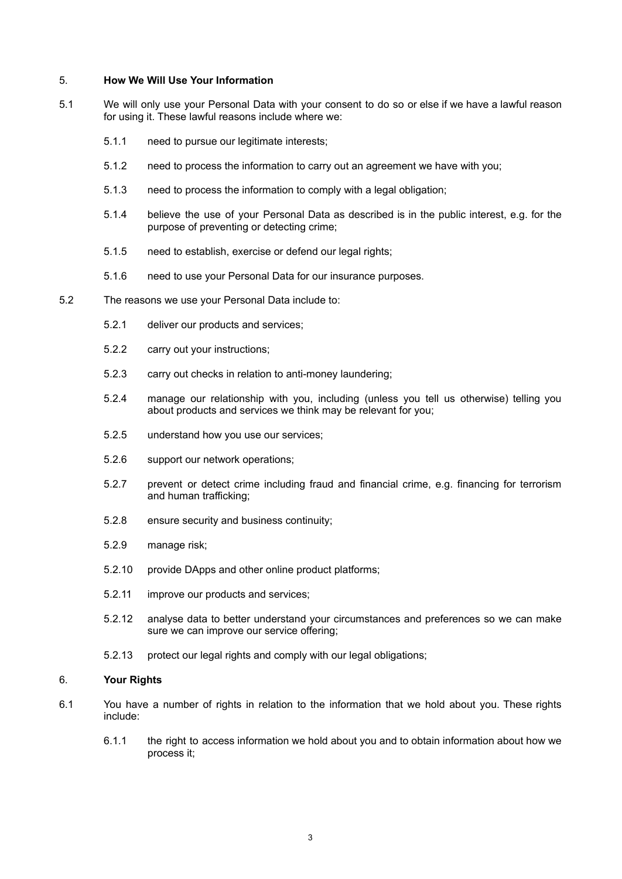## 5. How We Will Use Your Information

5.1 We will only use your Personal Data with your consent to do so or else if we have a lawful reason for using it. These lawful reasons include where we:

- 5.1.1 need to pursue our legitimate interests;
- 5.1.2 need to process the information to carry out an agreement we have with you;
- 5.1.3 need to process the information to comply with a legal obligation;
- 5.1.4 believe the use of your Personal Data as described is in the public interest, e.g. for the purpose of preventing or detecting crime;
- 5.1.5 need to establish, exercise or defend our legal rights;
- 5.1.6 need to use your Personal Data for our insurance purposes.

5.2 The reasons we use your Personal Data include to:

- 5.2.1 deliver our products and services;
- 5.2.2 carry out your instructions;
- 5.2.3 carry out checks in relation to anti-money laundering;
- 5.2.4 manage our relationship with you, including (unless you tell us otherwise) telling you about products and services we think may be relevant for you;
- 5.2.5 understand how you use our services;
- 5.2.6 support our network operations;
- 5.2.7 prevent or detect crime including fraud and financial crime, e.g. financing for terrorism and human trafficking;
- 5.2.8 ensure security and business continuity;
- 5.2.9 manage risk;
- 5.2.10 provide DApps and other online product platforms;
- 5.2.11 improve our products and services;
- 5.2.12 analyse data to better understand your circumstances and preferences so we can make sure we can improve our service offering;
- 5.2.13 protect our legal rights and comply with our legal obligations;

## 6. Your Rights

6.1 You have a number of rights in relation to the information that we hold about you. These rights include:

- 6.1.1 the right to access information we hold about you and to obtain information about how we process it;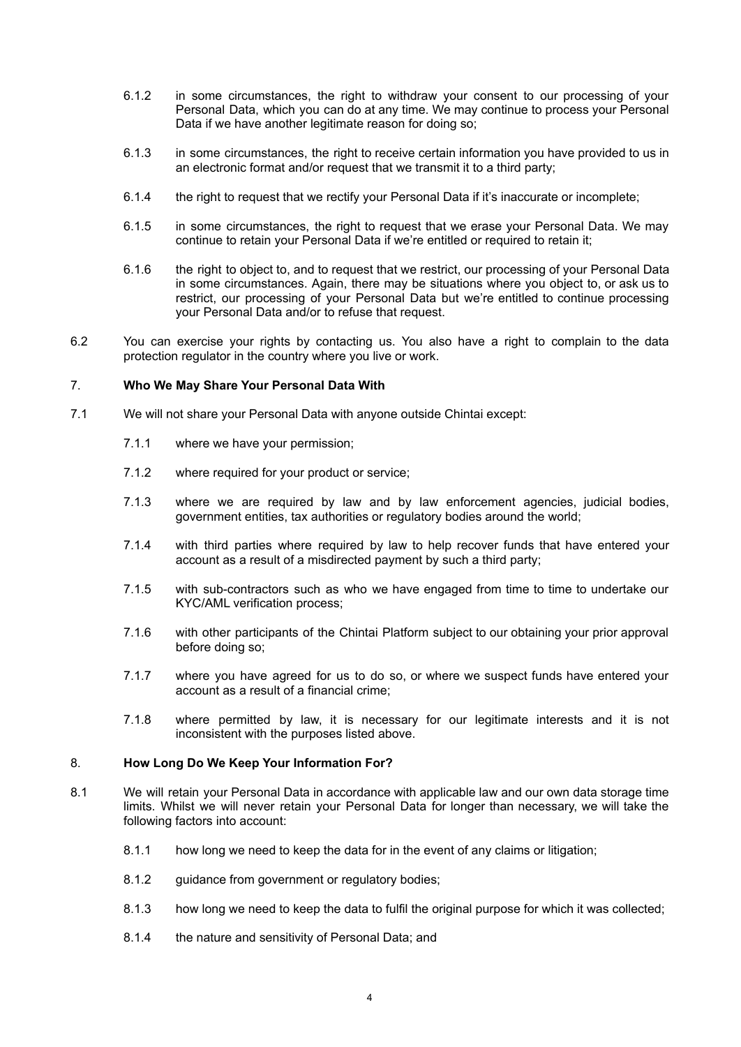6.1.2 in some circumstances, the right to withdraw your consent to our processing of your Personal Data, which you can do at any time. We may continue to process your Personal Data if we have another legitimate reason for doing so;

6.1.3 in some circumstances, the right to receive certain information you have provided to us in an electronic format and/or request that we transmit it to a third party;

6.1.4 the right to request that we rectify your Personal Data if it's inaccurate or incomplete;

6.1.5 in some circumstances, the right to request that we erase your Personal Data. We may continue to retain your Personal Data if we're entitled or required to retain it;

6.1.6 the right to object to, and to request that we restrict, our processing of your Personal Data in some circumstances. Again, there may be situations where you object to, or ask us to restrict, our processing of your Personal Data but we're entitled to continue processing your Personal Data and/or to refuse that request.

6.2 You can exercise your rights by contacting us. You also have a right to complain to the data protection regulator in the country where you live or work.

## 7. **Who We May Share Your Personal Data With**

7.1 We will not share your Personal Data with anyone outside Chintai except:

7.1.1 where we have your permission;

7.1.2 where required for your product or service;

7.1.3 where we are required by law and by law enforcement agencies, judicial bodies, government entities, tax authorities or regulatory bodies around the world;

7.1.4 with third parties where required by law to help recover funds that have entered your account as a result of a misdirected payment by such a third party;

7.1.5 with sub-contractors such as who we have engaged from time to time to undertake our KYC/AML verification process;

7.1.6 with other participants of the Chintai Platform subject to our obtaining your prior approval before doing so;

7.1.7 where you have agreed for us to do so, or where we suspect funds have entered your account as a result of a financial crime;

7.1.8 where permitted by law, it is necessary for our legitimate interests and it is not inconsistent with the purposes listed above.

## 8. **How Long Do We Keep Your Information For?**

8.1 We will retain your Personal Data in accordance with applicable law and our own data storage time limits. Whilst we will never retain your Personal Data for longer than necessary, we will take the following factors into account:

8.1.1 how long we need to keep the data for in the event of any claims or litigation;

8.1.2 guidance from government or regulatory bodies;

8.1.3 how long we need to keep the data to fulfil the original purpose for which it was collected;

8.1.4 the nature and sensitivity of Personal Data; and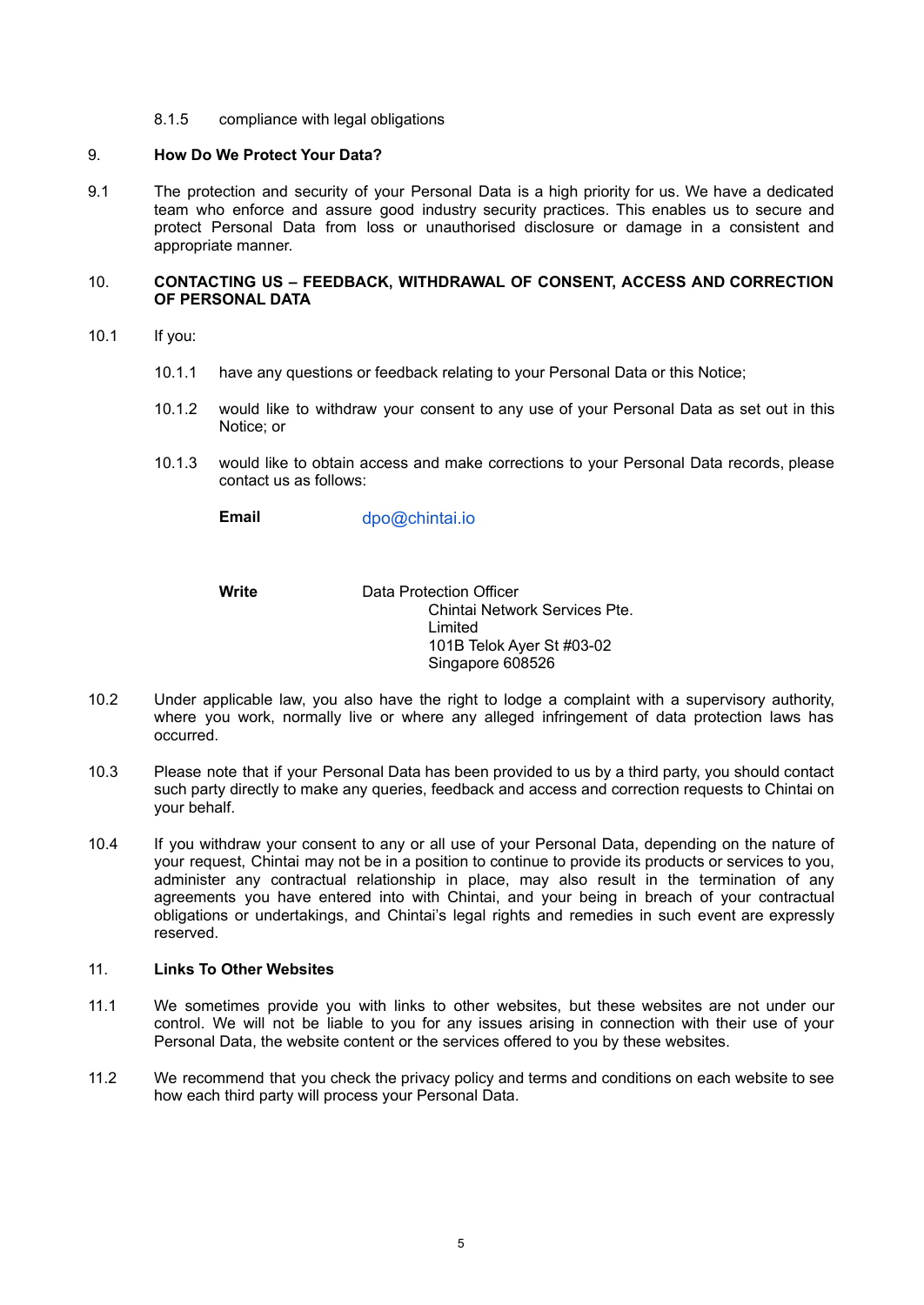8.1.5 compliance with legal obligations

## 9. How Do We Protect Your Data?

9.1 The protection and security of your Personal Data is a high priority for us. We have a dedicated team who enforce and assure good industry security practices. This enables us to secure and protect Personal Data from loss or unauthorised disclosure or damage in a consistent and appropriate manner.

## 10. CONTACTING US – FEEDBACK, WITHDRAWAL OF CONSENT, ACCESS AND CORRECTION OF PERSONAL DATA

10.1 If you:

10.1.1 have any questions or feedback relating to your Personal Data or this Notice;

10.1.2 would like to withdraw your consent to any use of your Personal Data as set out in this Notice; or

10.1.3 would like to obtain access and make corrections to your Personal Data records, please contact us as follows:

**Email** dpo@chintai.io

**Write** Data Protection Officer
Chintai Network Services Pte. Limited
101B Telok Ayer St #03-02
Singapore 608526

10.2 Under applicable law, you also have the right to lodge a complaint with a supervisory authority, where you work, normally live or where any alleged infringement of data protection laws has occurred.

10.3 Please note that if your Personal Data has been provided to us by a third party, you should contact such party directly to make any queries, feedback and access and correction requests to Chintai on your behalf.

10.4 If you withdraw your consent to any or all use of your Personal Data, depending on the nature of your request, Chintai may not be in a position to continue to provide its products or services to you, administer any contractual relationship in place, may also result in the termination of any agreements you have entered into with Chintai, and your being in breach of your contractual obligations or undertakings, and Chintai's legal rights and remedies in such event are expressly reserved.

## 11. Links To Other Websites

11.1 We sometimes provide you with links to other websites, but these websites are not under our control. We will not be liable to you for any issues arising in connection with their use of your Personal Data, the website content or the services offered to you by these websites.

11.2 We recommend that you check the privacy policy and terms and conditions on each website to see how each third party will process your Personal Data.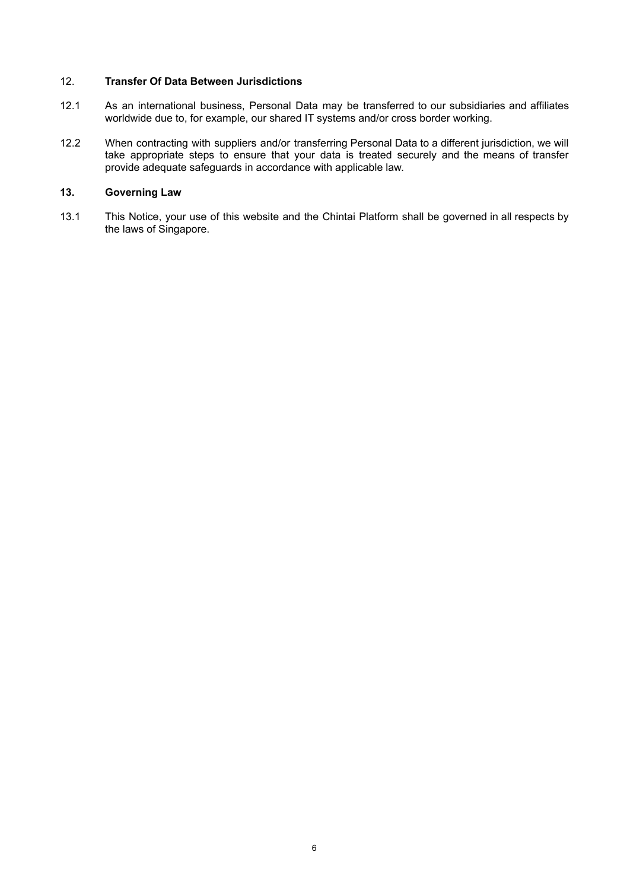## 12. Transfer Of Data Between Jurisdictions

12.1 As an international business, Personal Data may be transferred to our subsidiaries and affiliates worldwide due to, for example, our shared IT systems and/or cross border working.

12.2 When contracting with suppliers and/or transferring Personal Data to a different jurisdiction, we will take appropriate steps to ensure that your data is treated securely and the means of transfer provide adequate safeguards in accordance with applicable law.

## 13. Governing Law

13.1 This Notice, your use of this website and the Chintai Platform shall be governed in all respects by the laws of Singapore.